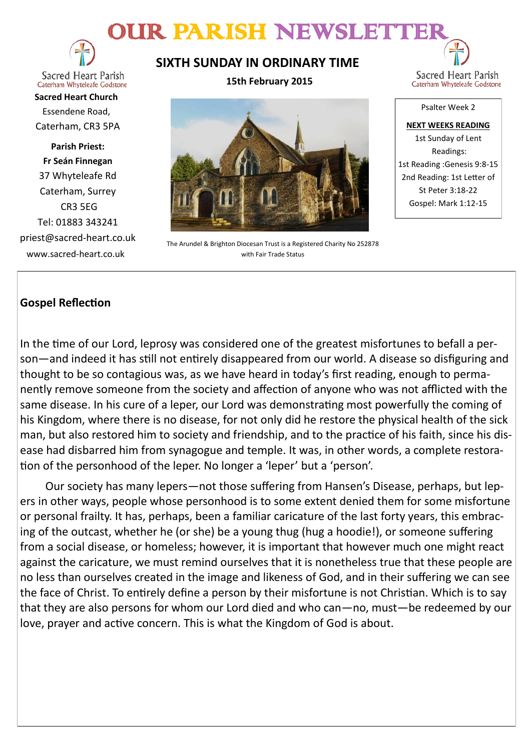# OUR PARISH NEWSLETTER

Sacred Heart Parish
Caterham Whyteleafe Godstone

**Sacred Heart Church**
Essendene Road,
Caterham, CR3 5PA

**Parish Priest:**
**Fr Seán Finnegan**
37 Whyteleafe Rd
Caterham, Surrey
CR3 5EG
Tel: 01883 343241
priest@sacred-heart.co.uk
www.sacred-heart.co.uk

## SIXTH SUNDAY IN ORDINARY TIME

**15th February 2015**

The Arundel & Brighton Diocesan Trust is a Registered Charity No 252878 with Fair Trade Status

Sacred Heart Parish
Caterham Whyteleafe Godstone

Psalter Week 2

**NEXT WEEKS READING**
1st Sunday of Lent
Readings:
1st Reading :Genesis 9:8-15
2nd Reading: 1st Letter of St Peter 3:18-22
Gospel: Mark 1:12-15

### Gospel Reflection

In the time of our Lord, leprosy was considered one of the greatest misfortunes to befall a person—and indeed it has still not entirely disappeared from our world. A disease so disfiguring and thought to be so contagious was, as we have heard in today's first reading, enough to permanently remove someone from the society and affection of anyone who was not afflicted with the same disease. In his cure of a leper, our Lord was demonstrating most powerfully the coming of his Kingdom, where there is no disease, for not only did he restore the physical health of the sick man, but also restored him to society and friendship, and to the practice of his faith, since his disease had disbarred him from synagogue and temple. It was, in other words, a complete restoration of the personhood of the leper. No longer a 'leper' but a 'person'.

Our society has many lepers—not those suffering from Hansen's Disease, perhaps, but lepers in other ways, people whose personhood is to some extent denied them for some misfortune or personal frailty. It has, perhaps, been a familiar caricature of the last forty years, this embracing of the outcast, whether he (or she) be a young thug (hug a hoodie!), or someone suffering from a social disease, or homeless; however, it is important that however much one might react against the caricature, we must remind ourselves that it is nonetheless true that these people are no less than ourselves created in the image and likeness of God, and in their suffering we can see the face of Christ. To entirely define a person by their misfortune is not Christian. Which is to say that they are also persons for whom our Lord died and who can—no, must—be redeemed by our love, prayer and active concern. This is what the Kingdom of God is about.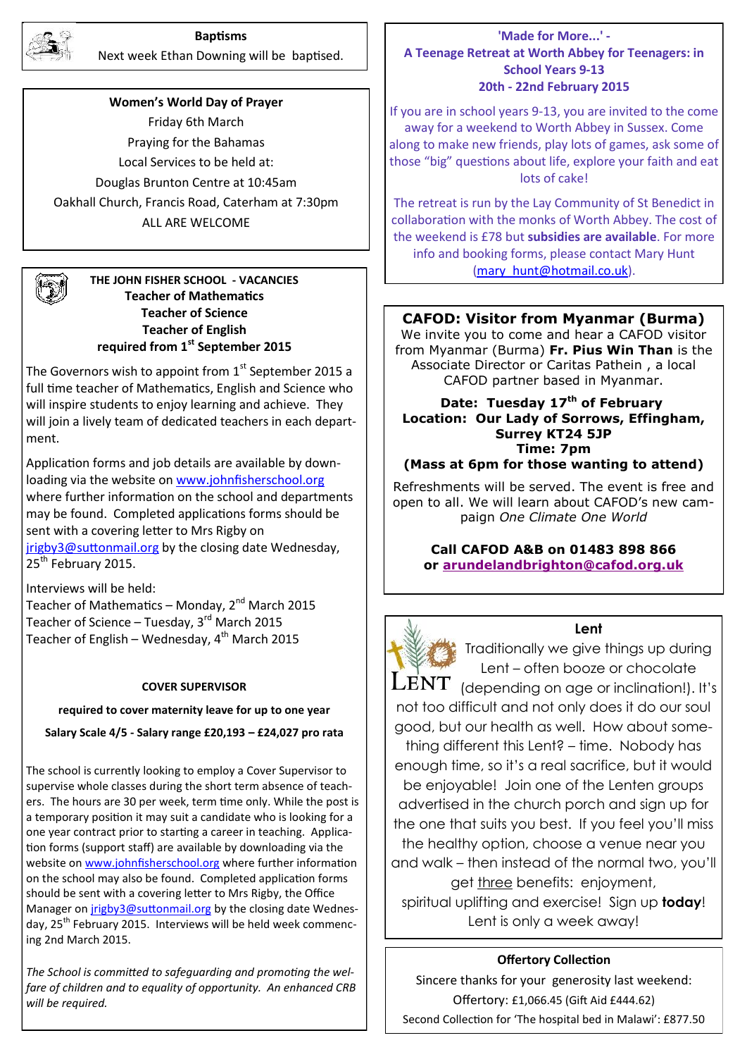### Baptisms

Next week Ethan Downing will be baptised.

### Women's World Day of Prayer

Friday 6th March

Praying for the Bahamas

Local Services to be held at:

Douglas Brunton Centre at 10:45am

Oakhall Church, Francis Road, Caterham at 7:30pm

ALL ARE WELCOME

### THE JOHN FISHER SCHOOL - VACANCIES

**Teacher of Mathematics**
**Teacher of Science**
**Teacher of English**
**required from 1st September 2015**

The Governors wish to appoint from 1st September 2015 a full time teacher of Mathematics, English and Science who will inspire students to enjoy learning and achieve. They will join a lively team of dedicated teachers in each department.

Application forms and job details are available by downloading via the website on www.johnfisherschool.org where further information on the school and departments may be found. Completed applications forms should be sent with a covering letter to Mrs Rigby on jrigby3@suttonmail.org by the closing date Wednesday, 25th February 2015.

Interviews will be held:
Teacher of Mathematics – Monday, 2nd March 2015
Teacher of Science – Tuesday, 3rd March 2015
Teacher of English – Wednesday, 4th March 2015

**COVER SUPERVISOR**

**required to cover maternity leave for up to one year**

**Salary Scale 4/5 - Salary range £20,193 – £24,027 pro rata**

The school is currently looking to employ a Cover Supervisor to supervise whole classes during the short term absence of teachers. The hours are 30 per week, term time only. While the post is a temporary position it may suit a candidate who is looking for a one year contract prior to starting a career in teaching. Application forms (support staff) are available by downloading via the website on www.johnfisherschool.org where further information on the school may also be found. Completed application forms should be sent with a covering letter to Mrs Rigby, the Office Manager on jrigby3@suttonmail.org by the closing date Wednesday, 25th February 2015. Interviews will be held week commencing 2nd March 2015.

*The School is committed to safeguarding and promoting the welfare of children and to equality of opportunity. An enhanced CRB will be required.*

### 'Made for More...' - A Teenage Retreat at Worth Abbey for Teenagers: in School Years 9-13 20th - 22nd February 2015

If you are in school years 9-13, you are invited to the come away for a weekend to Worth Abbey in Sussex. Come along to make new friends, play lots of games, ask some of those "big" questions about life, explore your faith and eat lots of cake!

The retreat is run by the Lay Community of St Benedict in collaboration with the monks of Worth Abbey. The cost of the weekend is £78 but **subsidies are available**. For more info and booking forms, please contact Mary Hunt (mary_hunt@hotmail.co.uk).

### CAFOD: Visitor from Myanmar (Burma)

We invite you to come and hear a CAFOD visitor from Myanmar (Burma) **Fr. Pius Win Than** is the Associate Director or Caritas Pathein , a local CAFOD partner based in Myanmar.

**Date: Tuesday 17th of February**
**Location: Our Lady of Sorrows, Effingham, Surrey KT24 5JP**
**Time: 7pm**
**(Mass at 6pm for those wanting to attend)**

Refreshments will be served. The event is free and open to all. We will learn about CAFOD's new campaign *One Climate One World*

**Call CAFOD A&B on 01483 898 866 or arundelandbrighton@cafod.org.uk**

### Lent

Traditionally we give things up during Lent – often booze or chocolate (depending on age or inclination!). It's not too difficult and not only does it do our soul good, but our health as well. How about something different this Lent? – time. Nobody has enough time, so it's a real sacrifice, but it would be enjoyable! Join one of the Lenten groups advertised in the church porch and sign up for the one that suits you best. If you feel you'll miss the healthy option, choose a venue near you and walk – then instead of the normal two, you'll get three benefits: enjoyment, spiritual uplifting and exercise! Sign up **today**! Lent is only a week away!

### Offertory Collection

Sincere thanks for your generosity last weekend:

Offertory: £1,066.45 (Gift Aid £444.62)

Second Collection for 'The hospital bed in Malawi': £877.50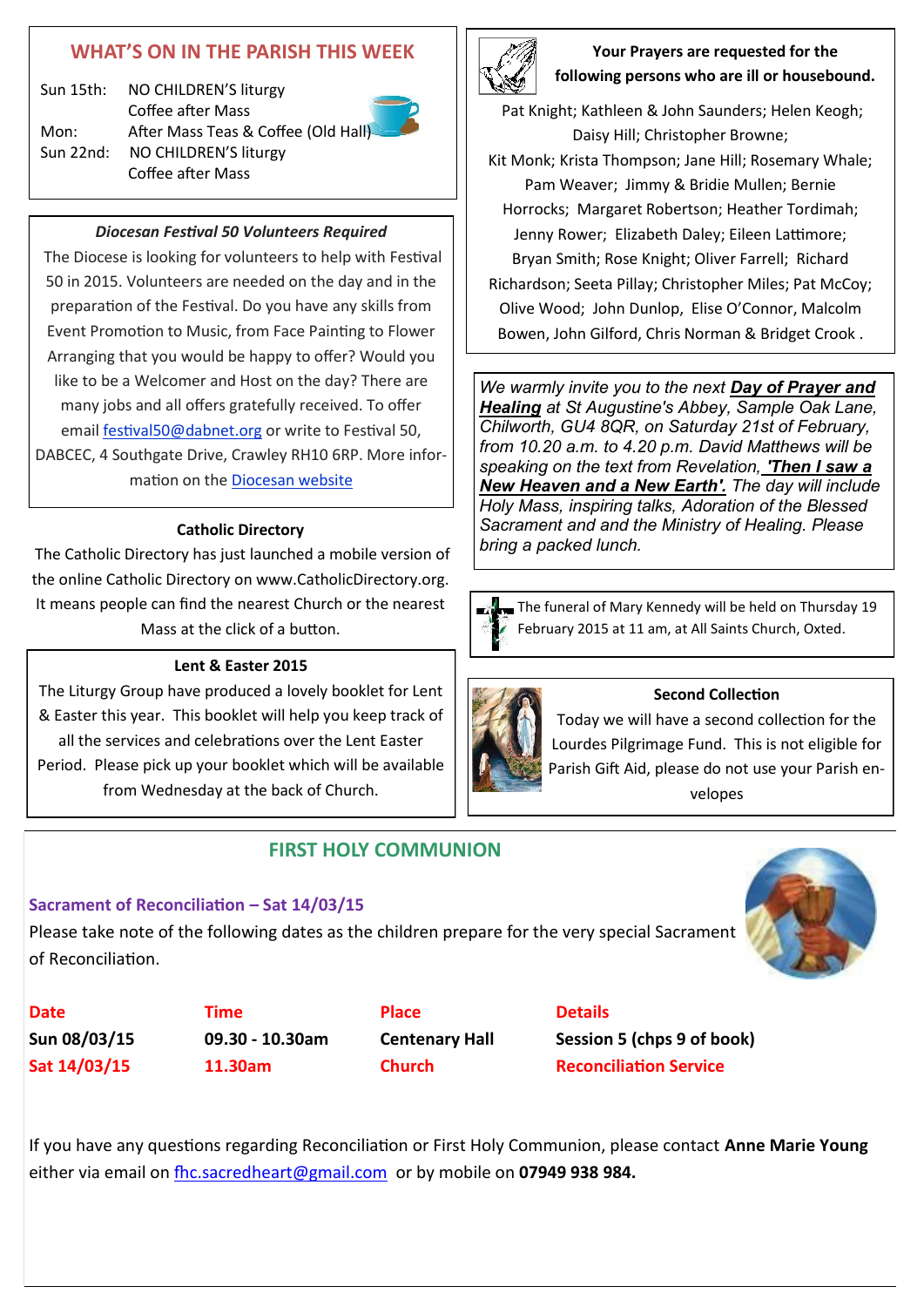## WHAT'S ON IN THE PARISH THIS WEEK

| | |
|---|---|
| Sun 15th: | NO CHILDREN'S liturgy |
| | Coffee after Mass |
| Mon: | After Mass Teas & Coffee (Old Hall) |
| Sun 22nd: | NO CHILDREN'S liturgy |
| | Coffee after Mass |

### *Diocesan Festival 50 Volunteers Required*

The Diocese is looking for volunteers to help with Festival 50 in 2015. Volunteers are needed on the day and in the preparation of the Festival. Do you have any skills from Event Promotion to Music, from Face Painting to Flower Arranging that you would be happy to offer? Would you like to be a Welcomer and Host on the day? There are many jobs and all offers gratefully received. To offer email festival50@dabnet.org or write to Festival 50, DABCEC, 4 Southgate Drive, Crawley RH10 6RP. More information on the Diocesan website

### Catholic Directory

The Catholic Directory has just launched a mobile version of the online Catholic Directory on www.CatholicDirectory.org. It means people can find the nearest Church or the nearest Mass at the click of a button.

### Lent & Easter 2015

The Liturgy Group have produced a lovely booklet for Lent & Easter this year. This booklet will help you keep track of all the services and celebrations over the Lent Easter Period. Please pick up your booklet which will be available from Wednesday at the back of Church.

### Your Prayers are requested for the following persons who are ill or housebound.

Pat Knight; Kathleen & John Saunders; Helen Keogh; Daisy Hill; Christopher Browne; Kit Monk; Krista Thompson; Jane Hill; Rosemary Whale; Pam Weaver; Jimmy & Bridie Mullen; Bernie Horrocks; Margaret Robertson; Heather Tordimah; Jenny Rower; Elizabeth Daley; Eileen Lattimore; Bryan Smith; Rose Knight; Oliver Farrell; Richard Richardson; Seeta Pillay; Christopher Miles; Pat McCoy; Olive Wood; John Dunlop, Elise O'Connor, Malcolm Bowen, John Gilford, Chris Norman & Bridget Crook .

*We warmly invite you to the next* ***Day of Prayer and Healing*** *at St Augustine's Abbey, Sample Oak Lane, Chilworth, GU4 8QR, on Saturday 21st of February, from 10.20 a.m. to 4.20 p.m. David Matthews will be speaking on the text from Revelation,* ***'Then I saw a New Heaven and a New Earth'.*** *The day will include Holy Mass, inspiring talks, Adoration of the Blessed Sacrament and and the Ministry of Healing. Please bring a packed lunch.*

The funeral of Mary Kennedy will be held on Thursday 19 February 2015 at 11 am, at All Saints Church, Oxted.

### Second Collection

Today we will have a second collection for the Lourdes Pilgrimage Fund. This is not eligible for Parish Gift Aid, please do not use your Parish envelopes

## FIRST HOLY COMMUNION

### Sacrament of Reconciliation – Sat 14/03/15

Please take note of the following dates as the children prepare for the very special Sacrament of Reconciliation.

| Date | Time | Place | Details |
|---|---|---|---|
| **Sun 08/03/15** | **09.30 - 10.30am** | **Centenary Hall** | **Session 5 (chps 9 of book)** |
| **Sat 14/03/15** | **11.30am** | **Church** | **Reconciliation Service** |

If you have any questions regarding Reconciliation or First Holy Communion, please contact **Anne Marie Young** either via email on fhc.sacredheart@gmail.com or by mobile on **07949 938 984.**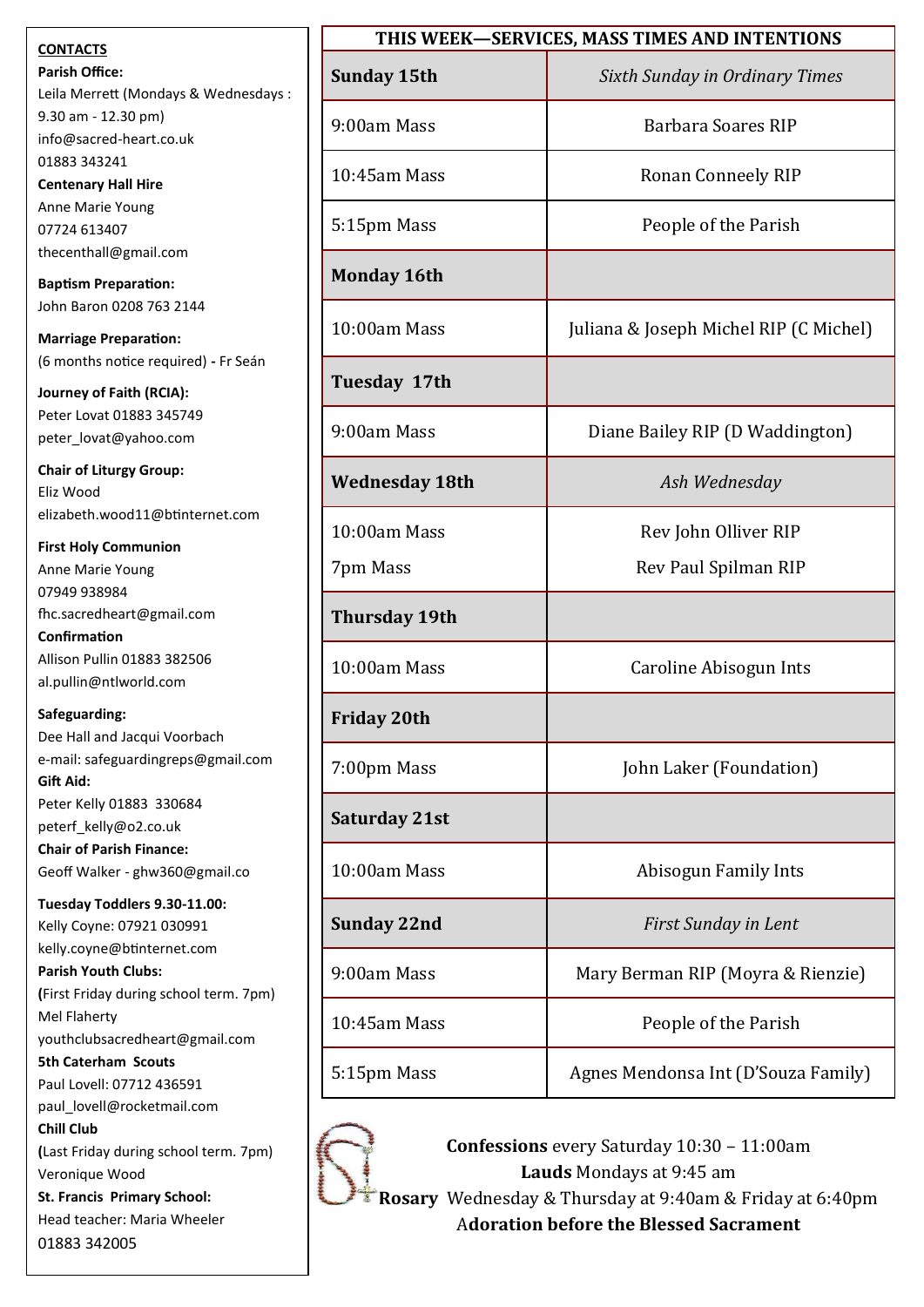**CONTACTS**

**Parish Office:**
Leila Merrett (Mondays & Wednesdays : 9.30 am - 12.30 pm)
info@sacred-heart.co.uk
01883 343241

**Centenary Hall Hire**
Anne Marie Young
07724 613407
thecenthall@gmail.com

**Baptism Preparation:**
John Baron 0208 763 2144

**Marriage Preparation:**
(6 months notice required) **-** Fr Seán

**Journey of Faith (RCIA):**
Peter Lovat 01883 345749
peter_lovat@yahoo.com

**Chair of Liturgy Group:**
Eliz Wood
elizabeth.wood11@btinternet.com

**First Holy Communion**
Anne Marie Young
07949 938984
fhc.sacredheart@gmail.com

**Confirmation**
Allison Pullin 01883 382506
al.pullin@ntlworld.com

**Safeguarding:**
Dee Hall and Jacqui Voorbach
e-mail: safeguardingreps@gmail.com

**Gift Aid:**
Peter Kelly 01883 330684
peterf_kelly@o2.co.uk

**Chair of Parish Finance:**
Geoff Walker - ghw360@gmail.co

**Tuesday Toddlers 9.30-11.00:**
Kelly Coyne: 07921 030991
kelly.coyne@btinternet.com

**Parish Youth Clubs:**
**(**First Friday during school term. 7pm)
Mel Flaherty
youthclubsacredheart@gmail.com

**5th Caterham Scouts**
Paul Lovell: 07712 436591
paul_lovell@rocketmail.com

**Chill Club**
**(**Last Friday during school term. 7pm)
Veronique Wood

**St. Francis Primary School:**
Head teacher: Maria Wheeler
01883 342005

## THIS WEEK—SERVICES, MASS TIMES AND INTENTIONS

| | |
|---|---|
| **Sunday 15th** | *Sixth Sunday in Ordinary Times* |
| 9:00am Mass | Barbara Soares RIP |
| 10:45am Mass | Ronan Conneely RIP |
| 5:15pm Mass | People of the Parish |
| **Monday 16th** | |
| 10:00am Mass | Juliana & Joseph Michel RIP (C Michel) |
| **Tuesday 17th** | |
| 9:00am Mass | Diane Bailey RIP (D Waddington) |
| **Wednesday 18th** | *Ash Wednesday* |
| 10:00am Mass<br>7pm Mass | Rev John Olliver RIP<br>Rev Paul Spilman RIP |
| **Thursday 19th** | |
| 10:00am Mass | Caroline Abisogun Ints |
| **Friday 20th** | |
| 7:00pm Mass | John Laker (Foundation) |
| **Saturday 21st** | |
| 10:00am Mass | Abisogun Family Ints |
| **Sunday 22nd** | *First Sunday in Lent* |
| 9:00am Mass | Mary Berman RIP (Moyra & Rienzie) |
| 10:45am Mass | People of the Parish |
| 5:15pm Mass | Agnes Mendonsa Int (D'Souza Family) |

**Confessions** every Saturday 10:30 – 11:00am
**Lauds** Mondays at 9:45 am
**Rosary** Wednesday & Thursday at 9:40am & Friday at 6:40pm
A**doration before the Blessed Sacrament**